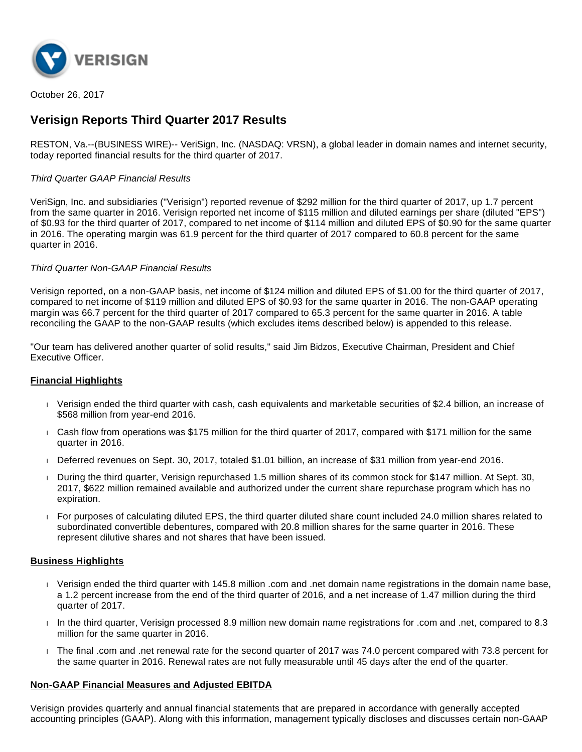October 26, 2017

# Verisign Reports Third Quarter 2017 Results

RESTON, Va.--(BUSINESS WIRE)-- VeriSign, Inc. (NASDAQ: VRSN), a global leader in domain names and internet security, today reported financial results for the third quarter of 2017.

*Third Quarter GAAP Financial Results*

VeriSign, Inc. and subsidiaries ("Verisign") reported revenue of $292 million for the third quarter of 2017, up 1.7 percent from the same quarter in 2016. Verisign reported net income of $115 million and diluted earnings per share (diluted "EPS") of $0.93 for the third quarter of 2017, compared to net income of $114 million and diluted EPS of $0.90 for the same quarter in 2016. The operating margin was 61.9 percent for the third quarter of 2017 compared to 60.8 percent for the same quarter in 2016.

*Third Quarter Non-GAAP Financial Results*

Verisign reported, on a non-GAAP basis, net income of $124 million and diluted EPS of $1.00 for the third quarter of 2017, compared to net income of $119 million and diluted EPS of $0.93 for the same quarter in 2016. The non-GAAP operating margin was 66.7 percent for the third quarter of 2017 compared to 65.3 percent for the same quarter in 2016. A table reconciling the GAAP to the non-GAAP results (which excludes items described below) is appended to this release.

"Our team has delivered another quarter of solid results," said Jim Bidzos, Executive Chairman, President and Chief Executive Officer.

## Financial Highlights

- Verisign ended the third quarter with cash, cash equivalents and marketable securities of $2.4 billion, an increase of $568 million from year-end 2016.
- Cash flow from operations was $175 million for the third quarter of 2017, compared with $171 million for the same quarter in 2016.
- Deferred revenues on Sept. 30, 2017, totaled $1.01 billion, an increase of $31 million from year-end 2016.
- During the third quarter, Verisign repurchased 1.5 million shares of its common stock for $147 million. At Sept. 30, 2017, $622 million remained available and authorized under the current share repurchase program which has no expiration.
- For purposes of calculating diluted EPS, the third quarter diluted share count included 24.0 million shares related to subordinated convertible debentures, compared with 20.8 million shares for the same quarter in 2016. These represent dilutive shares and not shares that have been issued.

## Business Highlights

- Verisign ended the third quarter with 145.8 million .com and .net domain name registrations in the domain name base, a 1.2 percent increase from the end of the third quarter of 2016, and a net increase of 1.47 million during the third quarter of 2017.
- In the third quarter, Verisign processed 8.9 million new domain name registrations for .com and .net, compared to 8.3 million for the same quarter in 2016.
- The final .com and .net renewal rate for the second quarter of 2017 was 74.0 percent compared with 73.8 percent for the same quarter in 2016. Renewal rates are not fully measurable until 45 days after the end of the quarter.

## Non-GAAP Financial Measures and Adjusted EBITDA

Verisign provides quarterly and annual financial statements that are prepared in accordance with generally accepted accounting principles (GAAP). Along with this information, management typically discloses and discusses certain non-GAAP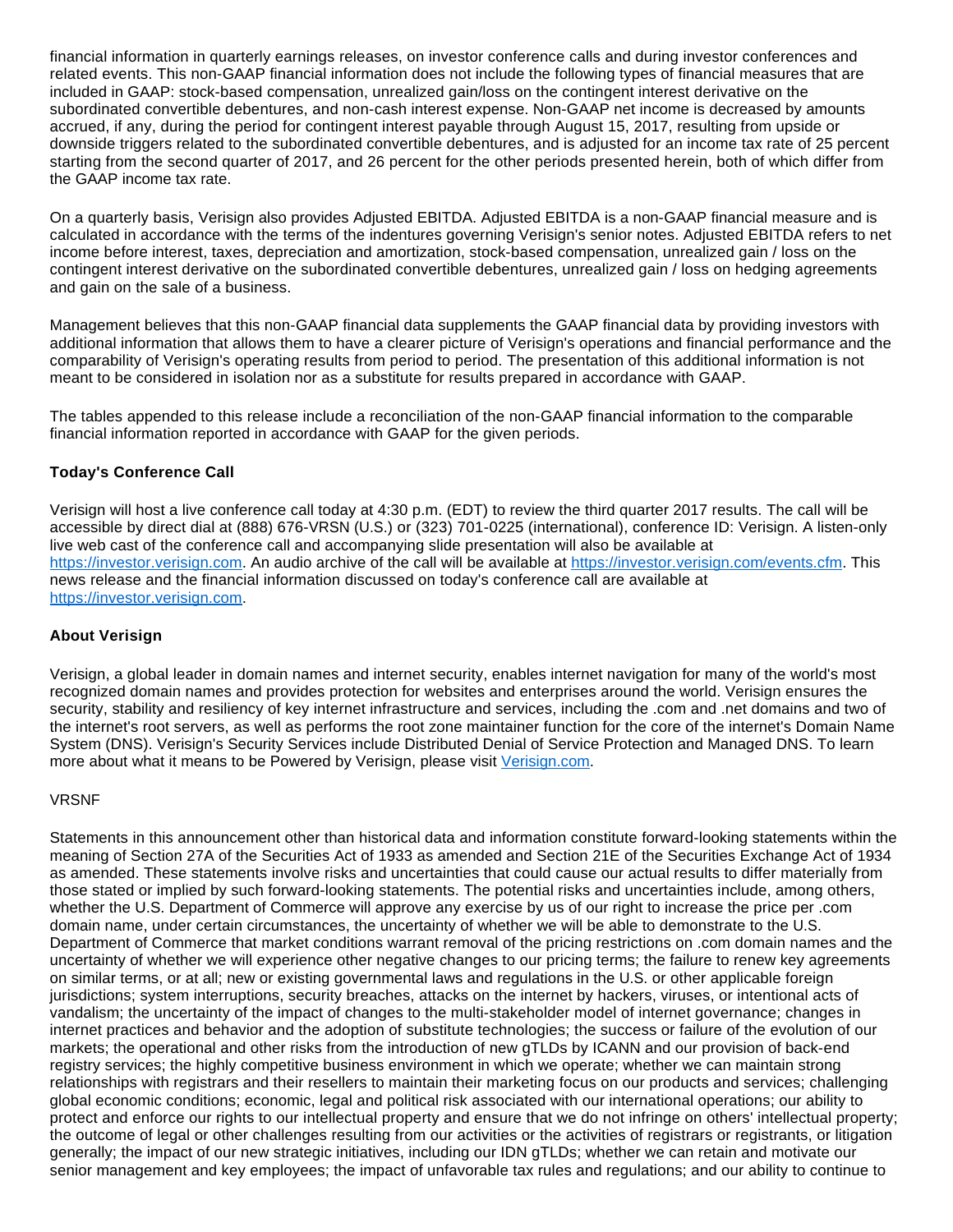financial information in quarterly earnings releases, on investor conference calls and during investor conferences and related events. This non-GAAP financial information does not include the following types of financial measures that are included in GAAP: stock-based compensation, unrealized gain/loss on the contingent interest derivative on the subordinated convertible debentures, and non-cash interest expense. Non-GAAP net income is decreased by amounts accrued, if any, during the period for contingent interest payable through August 15, 2017, resulting from upside or downside triggers related to the subordinated convertible debentures, and is adjusted for an income tax rate of 25 percent starting from the second quarter of 2017, and 26 percent for the other periods presented herein, both of which differ from the GAAP income tax rate.

On a quarterly basis, Verisign also provides Adjusted EBITDA. Adjusted EBITDA is a non-GAAP financial measure and is calculated in accordance with the terms of the indentures governing Verisign's senior notes. Adjusted EBITDA refers to net income before interest, taxes, depreciation and amortization, stock-based compensation, unrealized gain / loss on the contingent interest derivative on the subordinated convertible debentures, unrealized gain / loss on hedging agreements and gain on the sale of a business.

Management believes that this non-GAAP financial data supplements the GAAP financial data by providing investors with additional information that allows them to have a clearer picture of Verisign's operations and financial performance and the comparability of Verisign's operating results from period to period. The presentation of this additional information is not meant to be considered in isolation nor as a substitute for results prepared in accordance with GAAP.

The tables appended to this release include a reconciliation of the non-GAAP financial information to the comparable financial information reported in accordance with GAAP for the given periods.

**Today's Conference Call**

Verisign will host a live conference call today at 4:30 p.m. (EDT) to review the third quarter 2017 results. The call will be accessible by direct dial at (888) 676-VRSN (U.S.) or (323) 701-0225 (international), conference ID: Verisign. A listen-only live web cast of the conference call and accompanying slide presentation will also be available at https://investor.verisign.com. An audio archive of the call will be available at https://investor.verisign.com/events.cfm. This news release and the financial information discussed on today's conference call are available at https://investor.verisign.com.

**About Verisign**

Verisign, a global leader in domain names and internet security, enables internet navigation for many of the world's most recognized domain names and provides protection for websites and enterprises around the world. Verisign ensures the security, stability and resiliency of key internet infrastructure and services, including the .com and .net domains and two of the internet's root servers, as well as performs the root zone maintainer function for the core of the internet's Domain Name System (DNS). Verisign's Security Services include Distributed Denial of Service Protection and Managed DNS. To learn more about what it means to be Powered by Verisign, please visit Verisign.com.

VRSNF

Statements in this announcement other than historical data and information constitute forward-looking statements within the meaning of Section 27A of the Securities Act of 1933 as amended and Section 21E of the Securities Exchange Act of 1934 as amended. These statements involve risks and uncertainties that could cause our actual results to differ materially from those stated or implied by such forward-looking statements. The potential risks and uncertainties include, among others, whether the U.S. Department of Commerce will approve any exercise by us of our right to increase the price per .com domain name, under certain circumstances, the uncertainty of whether we will be able to demonstrate to the U.S. Department of Commerce that market conditions warrant removal of the pricing restrictions on .com domain names and the uncertainty of whether we will experience other negative changes to our pricing terms; the failure to renew key agreements on similar terms, or at all; new or existing governmental laws and regulations in the U.S. or other applicable foreign jurisdictions; system interruptions, security breaches, attacks on the internet by hackers, viruses, or intentional acts of vandalism; the uncertainty of the impact of changes to the multi-stakeholder model of internet governance; changes in internet practices and behavior and the adoption of substitute technologies; the success or failure of the evolution of our markets; the operational and other risks from the introduction of new gTLDs by ICANN and our provision of back-end registry services; the highly competitive business environment in which we operate; whether we can maintain strong relationships with registrars and their resellers to maintain their marketing focus on our products and services; challenging global economic conditions; economic, legal and political risk associated with our international operations; our ability to protect and enforce our rights to our intellectual property and ensure that we do not infringe on others' intellectual property; the outcome of legal or other challenges resulting from our activities or the activities of registrars or registrants, or litigation generally; the impact of our new strategic initiatives, including our IDN gTLDs; whether we can retain and motivate our senior management and key employees; the impact of unfavorable tax rules and regulations; and our ability to continue to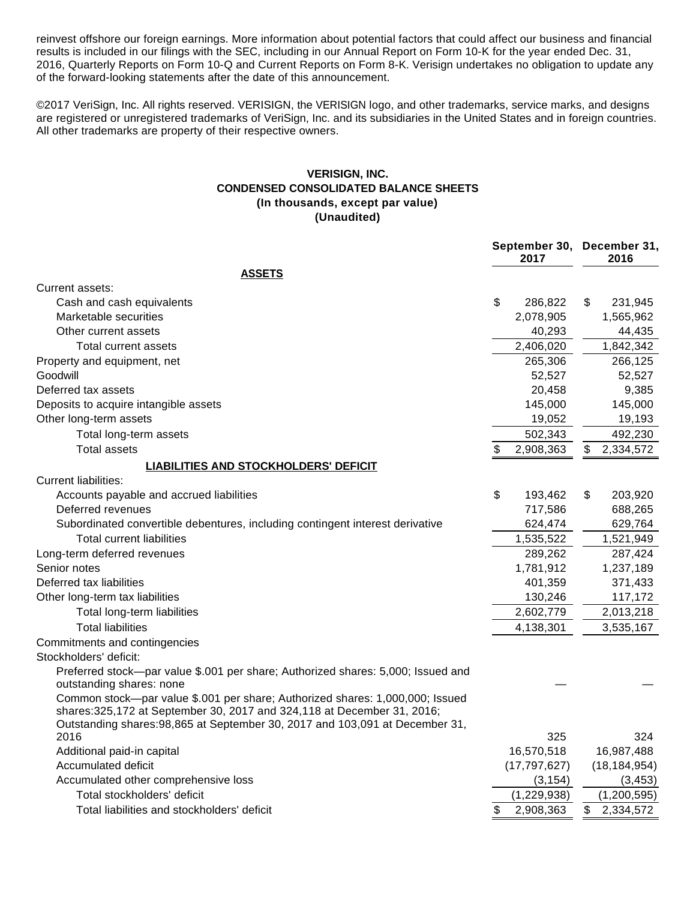reinvest offshore our foreign earnings. More information about potential factors that could affect our business and financial results is included in our filings with the SEC, including in our Annual Report on Form 10-K for the year ended Dec. 31, 2016, Quarterly Reports on Form 10-Q and Current Reports on Form 8-K. Verisign undertakes no obligation to update any of the forward-looking statements after the date of this announcement.

©2017 VeriSign, Inc. All rights reserved. VERISIGN, the VERISIGN logo, and other trademarks, service marks, and designs are registered or unregistered trademarks of VeriSign, Inc. and its subsidiaries in the United States and in foreign countries. All other trademarks are property of their respective owners.

**VERISIGN, INC.**
**CONDENSED CONSOLIDATED BALANCE SHEETS**
**(In thousands, except par value)**
**(Unaudited)**

| | September 30, 2017 | December 31, 2016 |
|---|---|---|
| **ASSETS** | | |
| Current assets: | | |
| Cash and cash equivalents | $ 286,822 | $ 231,945 |
| Marketable securities | 2,078,905 | 1,565,962 |
| Other current assets | 40,293 | 44,435 |
| Total current assets | 2,406,020 | 1,842,342 |
| Property and equipment, net | 265,306 | 266,125 |
| Goodwill | 52,527 | 52,527 |
| Deferred tax assets | 20,458 | 9,385 |
| Deposits to acquire intangible assets | 145,000 | 145,000 |
| Other long-term assets | 19,052 | 19,193 |
| Total long-term assets | 502,343 | 492,230 |
| Total assets | $ 2,908,363 | $ 2,334,572 |
| **LIABILITIES AND STOCKHOLDERS' DEFICIT** | | |
| Current liabilities: | | |
| Accounts payable and accrued liabilities | $ 193,462 | $ 203,920 |
| Deferred revenues | 717,586 | 688,265 |
| Subordinated convertible debentures, including contingent interest derivative | 624,474 | 629,764 |
| Total current liabilities | 1,535,522 | 1,521,949 |
| Long-term deferred revenues | 289,262 | 287,424 |
| Senior notes | 1,781,912 | 1,237,189 |
| Deferred tax liabilities | 401,359 | 371,433 |
| Other long-term tax liabilities | 130,246 | 117,172 |
| Total long-term liabilities | 2,602,779 | 2,013,218 |
| Total liabilities | 4,138,301 | 3,535,167 |
| Commitments and contingencies | | |
| Stockholders' deficit: | | |
| Preferred stock—par value $.001 per share; Authorized shares: 5,000; Issued and outstanding shares: none | — | — |
| Common stock—par value $.001 per share; Authorized shares: 1,000,000; Issued shares:325,172 at September 30, 2017 and 324,118 at December 31, 2016; Outstanding shares:98,865 at September 30, 2017 and 103,091 at December 31, 2016 | 325 | 324 |
| Additional paid-in capital | 16,570,518 | 16,987,488 |
| Accumulated deficit | (17,797,627) | (18,184,954) |
| Accumulated other comprehensive loss | (3,154) | (3,453) |
| Total stockholders' deficit | (1,229,938) | (1,200,595) |
| Total liabilities and stockholders' deficit | $ 2,908,363 | $ 2,334,572 |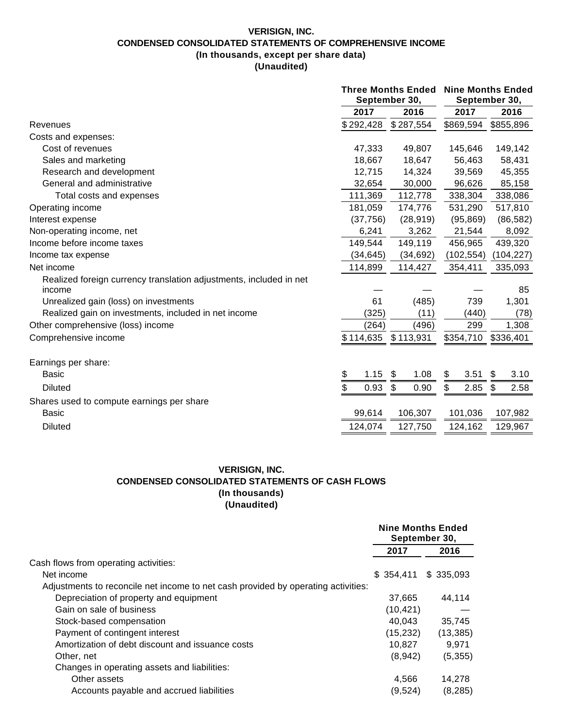**VERISIGN, INC.**
**CONDENSED CONSOLIDATED STATEMENTS OF COMPREHENSIVE INCOME**
**(In thousands, except per share data)**
**(Unaudited)**

| | Three Months Ended September 30, | | Nine Months Ended September 30, | |
|---|---|---|---|---|
| | 2017 | 2016 | 2017 | 2016 |
| Revenues | $ 292,428 | $ 287,554 | $869,594 | $855,896 |
| Costs and expenses: | | | | |
| Cost of revenues | 47,333 | 49,807 | 145,646 | 149,142 |
| Sales and marketing | 18,667 | 18,647 | 56,463 | 58,431 |
| Research and development | 12,715 | 14,324 | 39,569 | 45,355 |
| General and administrative | 32,654 | 30,000 | 96,626 | 85,158 |
| Total costs and expenses | 111,369 | 112,778 | 338,304 | 338,086 |
| Operating income | 181,059 | 174,776 | 531,290 | 517,810 |
| Interest expense | (37,756) | (28,919) | (95,869) | (86,582) |
| Non-operating income, net | 6,241 | 3,262 | 21,544 | 8,092 |
| Income before income taxes | 149,544 | 149,119 | 456,965 | 439,320 |
| Income tax expense | (34,645) | (34,692) | (102,554) | (104,227) |
| Net income | 114,899 | 114,427 | 354,411 | 335,093 |
| Realized foreign currency translation adjustments, included in net income | — | — | — | 85 |
| Unrealized gain (loss) on investments | 61 | (485) | 739 | 1,301 |
| Realized gain on investments, included in net income | (325) | (11) | (440) | (78) |
| Other comprehensive (loss) income | (264) | (496) | 299 | 1,308 |
| Comprehensive income | $ 114,635 | $ 113,931 | $354,710 | $336,401 |
| | | | | |
| Earnings per share: | | | | |
| Basic | $ 1.15 | $ 1.08 | $ 3.51 | $ 3.10 |
| Diluted | $ 0.93 | $ 0.90 | $ 2.85 | $ 2.58 |
| Shares used to compute earnings per share | | | | |
| Basic | 99,614 | 106,307 | 101,036 | 107,982 |
| Diluted | 124,074 | 127,750 | 124,162 | 129,967 |

**VERISIGN, INC.**
**CONDENSED CONSOLIDATED STATEMENTS OF CASH FLOWS**
**(In thousands)**
**(Unaudited)**

| | Nine Months Ended September 30, | |
|---|---|---|
| | 2017 | 2016 |
| Cash flows from operating activities: | | |
| Net income | $ 354,411 | $ 335,093 |
| Adjustments to reconcile net income to net cash provided by operating activities: | | |
| Depreciation of property and equipment | 37,665 | 44,114 |
| Gain on sale of business | (10,421) | — |
| Stock-based compensation | 40,043 | 35,745 |
| Payment of contingent interest | (15,232) | (13,385) |
| Amortization of debt discount and issuance costs | 10,827 | 9,971 |
| Other, net | (8,942) | (5,355) |
| Changes in operating assets and liabilities: | | |
| Other assets | 4,566 | 14,278 |
| Accounts payable and accrued liabilities | (9,524) | (8,285) |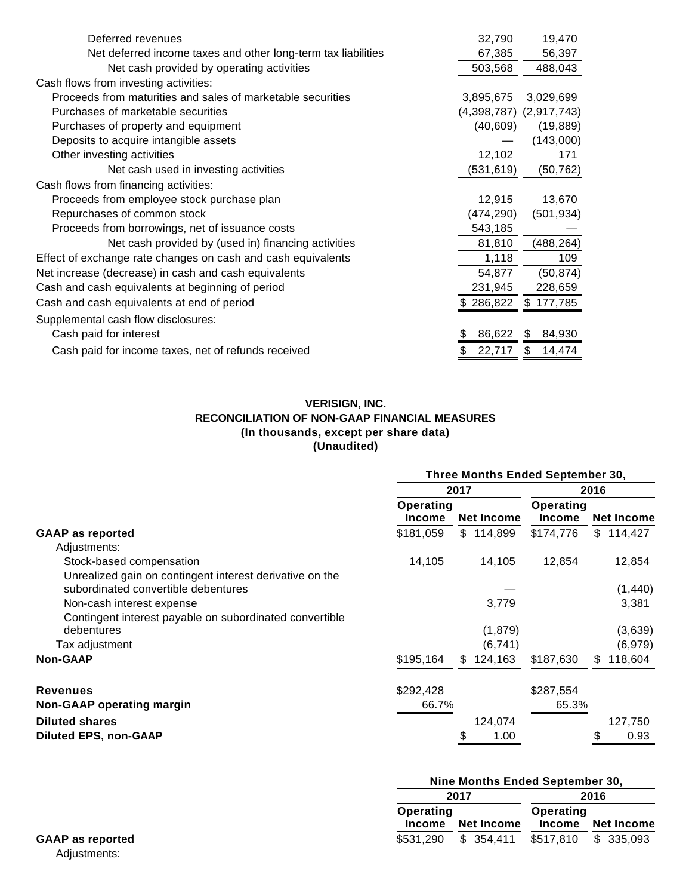| | | |
|---|---|---|
| Deferred revenues | 32,790 | 19,470 |
| Net deferred income taxes and other long-term tax liabilities | 67,385 | 56,397 |
| Net cash provided by operating activities | 503,568 | 488,043 |
| Cash flows from investing activities: | | |
| Proceeds from maturities and sales of marketable securities | 3,895,675 | 3,029,699 |
| Purchases of marketable securities | (4,398,787) | (2,917,743) |
| Purchases of property and equipment | (40,609) | (19,889) |
| Deposits to acquire intangible assets | — | (143,000) |
| Other investing activities | 12,102 | 171 |
| Net cash used in investing activities | (531,619) | (50,762) |
| Cash flows from financing activities: | | |
| Proceeds from employee stock purchase plan | 12,915 | 13,670 |
| Repurchases of common stock | (474,290) | (501,934) |
| Proceeds from borrowings, net of issuance costs | 543,185 | — |
| Net cash provided by (used in) financing activities | 81,810 | (488,264) |
| Effect of exchange rate changes on cash and cash equivalents | 1,118 | 109 |
| Net increase (decrease) in cash and cash equivalents | 54,877 | (50,874) |
| Cash and cash equivalents at beginning of period | 231,945 | 228,659 |
| Cash and cash equivalents at end of period | $ 286,822 | $ 177,785 |
| Supplemental cash flow disclosures: | | |
| Cash paid for interest | $ 86,622 | $ 84,930 |
| Cash paid for income taxes, net of refunds received | $ 22,717 | $ 14,474 |

**VERISIGN, INC.**
**RECONCILIATION OF NON-GAAP FINANCIAL MEASURES**
**(In thousands, except per share data)**
**(Unaudited)**

| | Three Months Ended September 30, | | | |
|---|---|---|---|---|
| | 2017 | | 2016 | |
| | Operating Income | Net Income | Operating Income | Net Income |
| **GAAP as reported** | $181,059 | $ 114,899 | $174,776 | $ 114,427 |
| Adjustments: | | | | |
| Stock-based compensation | 14,105 | 14,105 | 12,854 | 12,854 |
| Unrealized gain on contingent interest derivative on the subordinated convertible debentures | | — | | (1,440) |
| Non-cash interest expense | | 3,779 | | 3,381 |
| Contingent interest payable on subordinated convertible debentures | | (1,879) | | (3,639) |
| Tax adjustment | | (6,741) | | (6,979) |
| **Non-GAAP** | $195,164 | $ 124,163 | $187,630 | $ 118,604 |
| **Revenues** | $292,428 | | $287,554 | |
| **Non-GAAP operating margin** | 66.7% | | 65.3% | |
| **Diluted shares** | | 124,074 | | 127,750 |
| **Diluted EPS, non-GAAP** | | $ 1.00 | | $ 0.93 |

| | Nine Months Ended September 30, | | | |
|---|---|---|---|---|
| | 2017 | | 2016 | |
| | Operating Income | Net Income | Operating Income | Net Income |
| **GAAP as reported** | $531,290 | $ 354,411 | $517,810 | $ 335,093 |
| Adjustments: | | | | |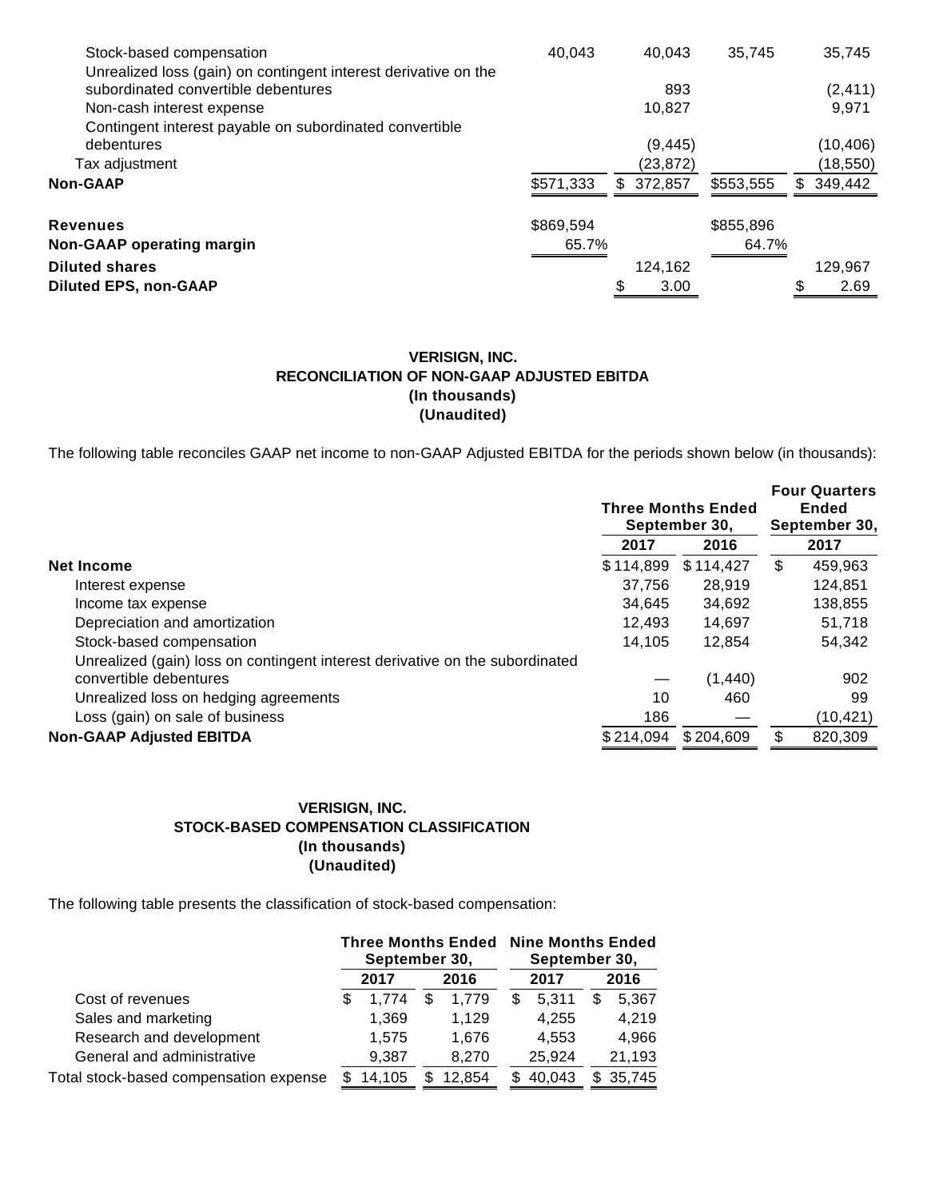| | | | | |
|---|---|---|---|---|
| Stock-based compensation | 40,043 | 40,043 | 35,745 | 35,745 |
| Unrealized loss (gain) on contingent interest derivative on the subordinated convertible debentures | | 893 | | (2,411) |
| Non-cash interest expense | | 10,827 | | 9,971 |
| Contingent interest payable on subordinated convertible debentures | | (9,445) | | (10,406) |
| Tax adjustment | | (23,872) | | (18,550) |
| **Non-GAAP** | $571,333 | $ 372,857 | $553,555 | $ 349,442 |
| | | | | |
| **Revenues** | $869,594 | | $855,896 | |
| **Non-GAAP operating margin** | 65.7% | | 64.7% | |
| **Diluted shares** | | 124,162 | | 129,967 |
| **Diluted EPS, non-GAAP** | | $ 3.00 | | $ 2.69 |

**VERISIGN, INC.**
**RECONCILIATION OF NON-GAAP ADJUSTED EBITDA**
**(In thousands)**
**(Unaudited)**

The following table reconciles GAAP net income to non-GAAP Adjusted EBITDA for the periods shown below (in thousands):

| | Three Months Ended September 30, | | Four Quarters Ended September 30, |
|---|---|---|---|
| | 2017 | 2016 | 2017 |
| **Net Income** | $ 114,899 | $ 114,427 | $ 459,963 |
| Interest expense | 37,756 | 28,919 | 124,851 |
| Income tax expense | 34,645 | 34,692 | 138,855 |
| Depreciation and amortization | 12,493 | 14,697 | 51,718 |
| Stock-based compensation | 14,105 | 12,854 | 54,342 |
| Unrealized (gain) loss on contingent interest derivative on the subordinated convertible debentures | — | (1,440) | 902 |
| Unrealized loss on hedging agreements | 10 | 460 | 99 |
| Loss (gain) on sale of business | 186 | — | (10,421) |
| **Non-GAAP Adjusted EBITDA** | $ 214,094 | $ 204,609 | $ 820,309 |

**VERISIGN, INC.**
**STOCK-BASED COMPENSATION CLASSIFICATION**
**(In thousands)**
**(Unaudited)**

The following table presents the classification of stock-based compensation:

| | Three Months Ended September 30, | | Nine Months Ended September 30, | |
|---|---|---|---|---|
| | 2017 | 2016 | 2017 | 2016 |
| Cost of revenues | $ 1,774 | $ 1,779 | $ 5,311 | $ 5,367 |
| Sales and marketing | 1,369 | 1,129 | 4,255 | 4,219 |
| Research and development | 1,575 | 1,676 | 4,553 | 4,966 |
| General and administrative | 9,387 | 8,270 | 25,924 | 21,193 |
| Total stock-based compensation expense | $ 14,105 | $ 12,854 | $ 40,043 | $ 35,745 |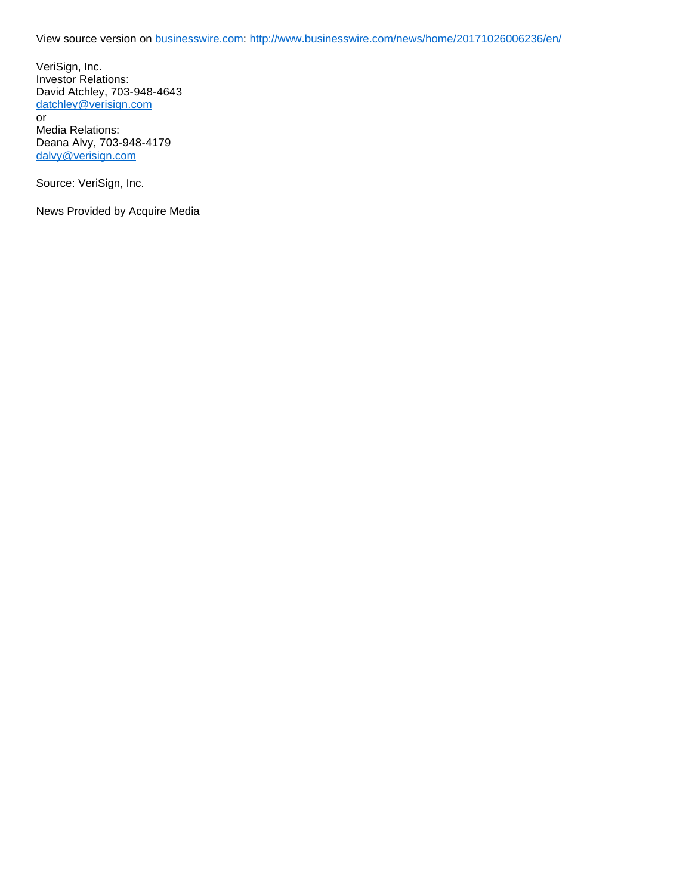View source version on businesswire.com: http://www.businesswire.com/news/home/20171026006236/en/

VeriSign, Inc.
Investor Relations:
David Atchley, 703-948-4643
datchley@verisign.com
or
Media Relations:
Deana Alvy, 703-948-4179
dalvy@verisign.com

Source: VeriSign, Inc.

News Provided by Acquire Media